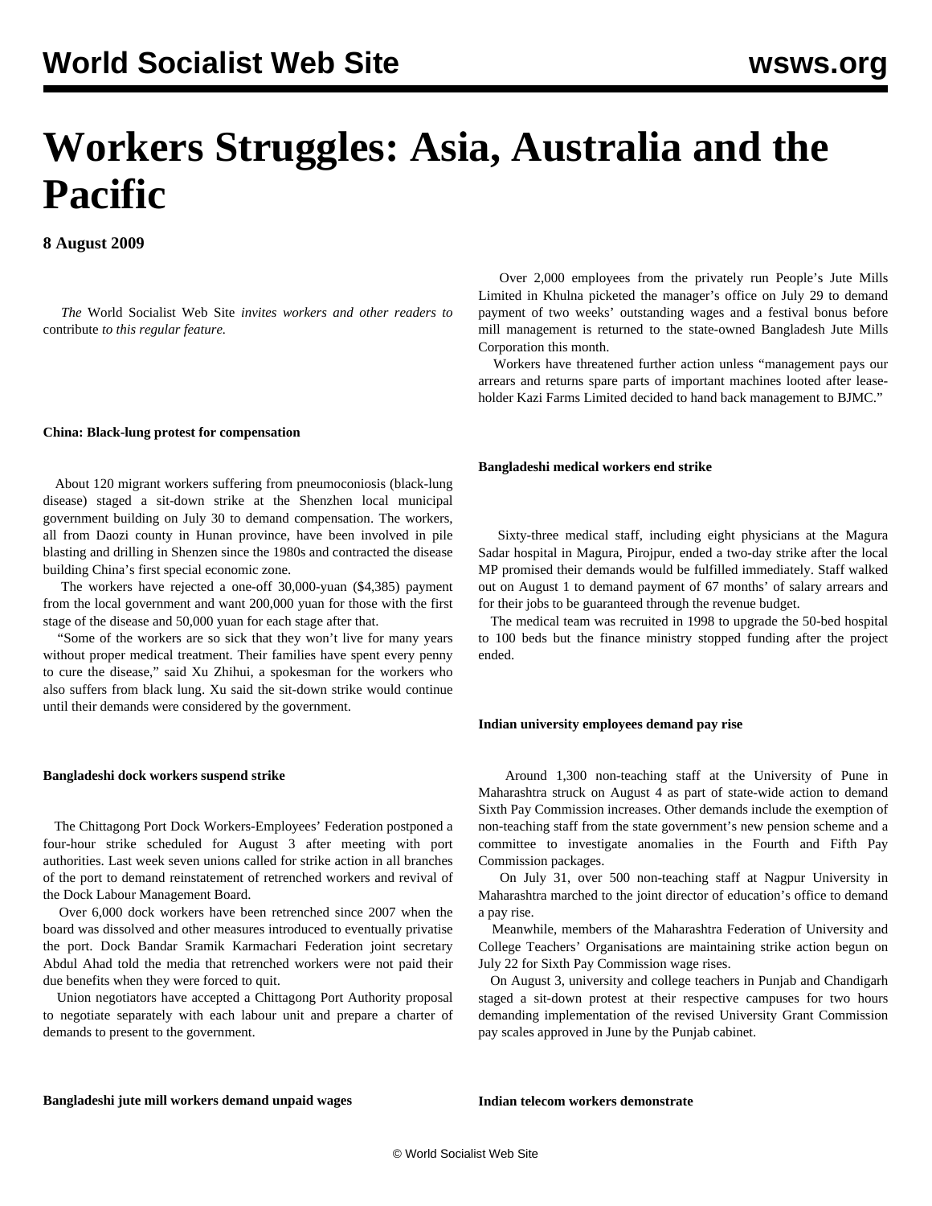# Workers Struggles: Asia, Australia and the Pacific

**8 August 2009**

*The* World Socialist Web Site *invites workers and other readers to* contribute *to this regular feature.*

**China: Black-lung protest for compensation**

About 120 migrant workers suffering from pneumoconiosis (black-lung disease) staged a sit-down strike at the Shenzhen local municipal government building on July 30 to demand compensation. The workers, all from Daozi county in Hunan province, have been involved in pile blasting and drilling in Shenzen since the 1980s and contracted the disease building China's first special economic zone.

The workers have rejected a one-off 30,000-yuan ($4,385) payment from the local government and want 200,000 yuan for those with the first stage of the disease and 50,000 yuan for each stage after that.

"Some of the workers are so sick that they won't live for many years without proper medical treatment. Their families have spent every penny to cure the disease," said Xu Zhihui, a spokesman for the workers who also suffers from black lung. Xu said the sit-down strike would continue until their demands were considered by the government.

**Bangladeshi dock workers suspend strike**

The Chittagong Port Dock Workers-Employees' Federation postponed a four-hour strike scheduled for August 3 after meeting with port authorities. Last week seven unions called for strike action in all branches of the port to demand reinstatement of retrenched workers and revival of the Dock Labour Management Board.

Over 6,000 dock workers have been retrenched since 2007 when the board was dissolved and other measures introduced to eventually privatise the port. Dock Bandar Sramik Karmachari Federation joint secretary Abdul Ahad told the media that retrenched workers were not paid their due benefits when they were forced to quit.

Union negotiators have accepted a Chittagong Port Authority proposal to negotiate separately with each labour unit and prepare a charter of demands to present to the government.

**Bangladeshi jute mill workers demand unpaid wages**

Over 2,000 employees from the privately run People's Jute Mills Limited in Khulna picketed the manager's office on July 29 to demand payment of two weeks' outstanding wages and a festival bonus before mill management is returned to the state-owned Bangladesh Jute Mills Corporation this month.

Workers have threatened further action unless "management pays our arrears and returns spare parts of important machines looted after lease-holder Kazi Farms Limited decided to hand back management to BJMC."

**Bangladeshi medical workers end strike**

Sixty-three medical staff, including eight physicians at the Magura Sadar hospital in Magura, Pirojpur, ended a two-day strike after the local MP promised their demands would be fulfilled immediately. Staff walked out on August 1 to demand payment of 67 months' of salary arrears and for their jobs to be guaranteed through the revenue budget.

The medical team was recruited in 1998 to upgrade the 50-bed hospital to 100 beds but the finance ministry stopped funding after the project ended.

**Indian university employees demand pay rise**

Around 1,300 non-teaching staff at the University of Pune in Maharashtra struck on August 4 as part of state-wide action to demand Sixth Pay Commission increases. Other demands include the exemption of non-teaching staff from the state government's new pension scheme and a committee to investigate anomalies in the Fourth and Fifth Pay Commission packages.

On July 31, over 500 non-teaching staff at Nagpur University in Maharashtra marched to the joint director of education's office to demand a pay rise.

Meanwhile, members of the Maharashtra Federation of University and College Teachers' Organisations are maintaining strike action begun on July 22 for Sixth Pay Commission wage rises.

On August 3, university and college teachers in Punjab and Chandigarh staged a sit-down protest at their respective campuses for two hours demanding implementation of the revised University Grant Commission pay scales approved in June by the Punjab cabinet.

**Indian telecom workers demonstrate**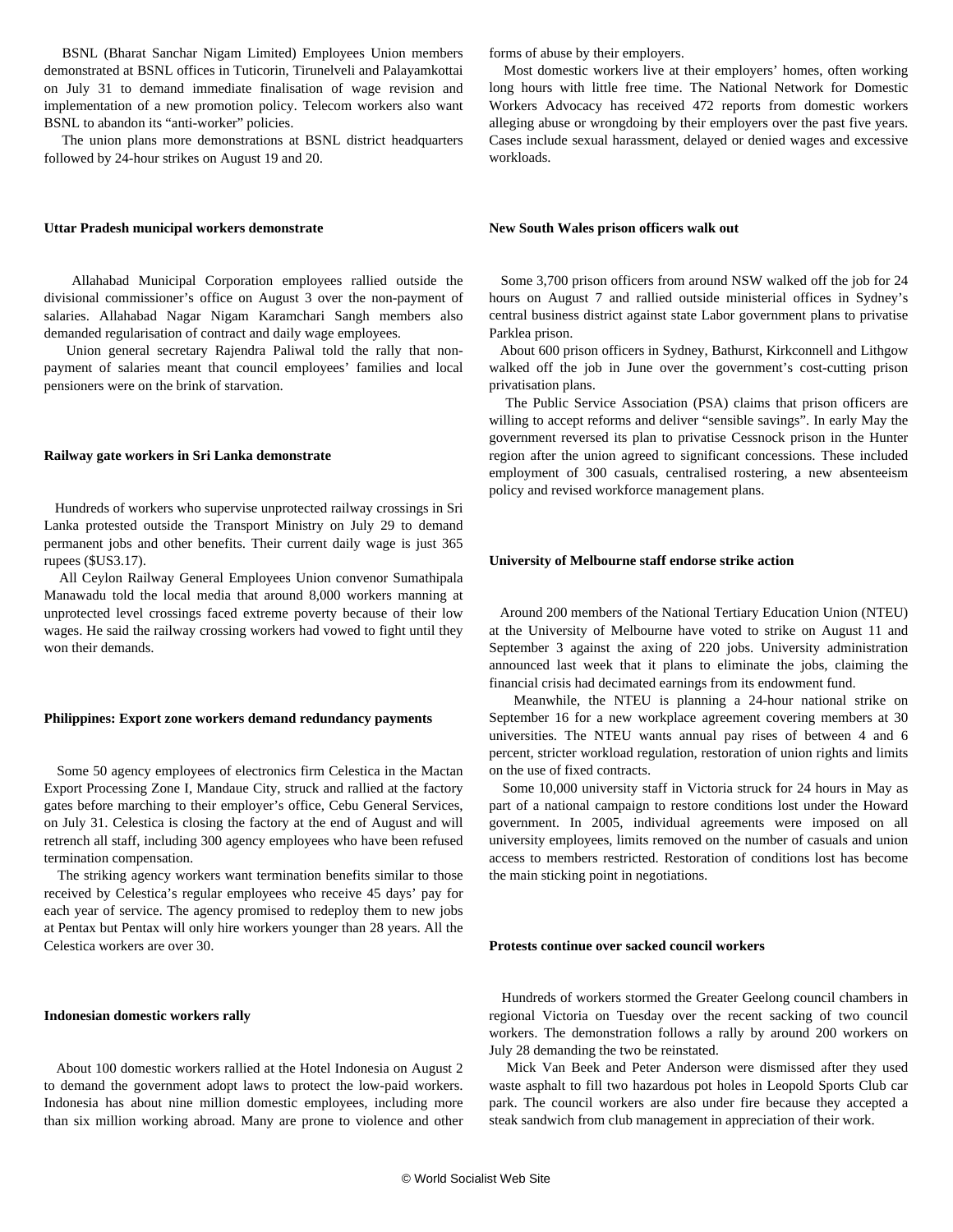BSNL (Bharat Sanchar Nigam Limited) Employees Union members demonstrated at BSNL offices in Tuticorin, Tirunelveli and Palayamkottai on July 31 to demand immediate finalisation of wage revision and implementation of a new promotion policy. Telecom workers also want BSNL to abandon its "anti-worker" policies.

The union plans more demonstrations at BSNL district headquarters followed by 24-hour strikes on August 19 and 20.

**Uttar Pradesh municipal workers demonstrate**

Allahabad Municipal Corporation employees rallied outside the divisional commissioner's office on August 3 over the non-payment of salaries. Allahabad Nagar Nigam Karamchari Sangh members also demanded regularisation of contract and daily wage employees.

Union general secretary Rajendra Paliwal told the rally that non-payment of salaries meant that council employees' families and local pensioners were on the brink of starvation.

**Railway gate workers in Sri Lanka demonstrate**

Hundreds of workers who supervise unprotected railway crossings in Sri Lanka protested outside the Transport Ministry on July 29 to demand permanent jobs and other benefits. Their current daily wage is just 365 rupees ($US3.17).

All Ceylon Railway General Employees Union convenor Sumathipala Manawadu told the local media that around 8,000 workers manning at unprotected level crossings faced extreme poverty because of their low wages. He said the railway crossing workers had vowed to fight until they won their demands.

**Philippines: Export zone workers demand redundancy payments**

Some 50 agency employees of electronics firm Celestica in the Mactan Export Processing Zone I, Mandaue City, struck and rallied at the factory gates before marching to their employer's office, Cebu General Services, on July 31. Celestica is closing the factory at the end of August and will retrench all staff, including 300 agency employees who have been refused termination compensation.

The striking agency workers want termination benefits similar to those received by Celestica's regular employees who receive 45 days' pay for each year of service. The agency promised to redeploy them to new jobs at Pentax but Pentax will only hire workers younger than 28 years. All the Celestica workers are over 30.

**Indonesian domestic workers rally**

About 100 domestic workers rallied at the Hotel Indonesia on August 2 to demand the government adopt laws to protect the low-paid workers. Indonesia has about nine million domestic employees, including more than six million working abroad. Many are prone to violence and other forms of abuse by their employers.

Most domestic workers live at their employers' homes, often working long hours with little free time. The National Network for Domestic Workers Advocacy has received 472 reports from domestic workers alleging abuse or wrongdoing by their employers over the past five years. Cases include sexual harassment, delayed or denied wages and excessive workloads.

**New South Wales prison officers walk out**

Some 3,700 prison officers from around NSW walked off the job for 24 hours on August 7 and rallied outside ministerial offices in Sydney's central business district against state Labor government plans to privatise Parklea prison.

About 600 prison officers in Sydney, Bathurst, Kirkconnell and Lithgow walked off the job in June over the government's cost-cutting prison privatisation plans.

The Public Service Association (PSA) claims that prison officers are willing to accept reforms and deliver "sensible savings". In early May the government reversed its plan to privatise Cessnock prison in the Hunter region after the union agreed to significant concessions. These included employment of 300 casuals, centralised rostering, a new absenteeism policy and revised workforce management plans.

**University of Melbourne staff endorse strike action**

Around 200 members of the National Tertiary Education Union (NTEU) at the University of Melbourne have voted to strike on August 11 and September 3 against the axing of 220 jobs. University administration announced last week that it plans to eliminate the jobs, claiming the financial crisis had decimated earnings from its endowment fund.

Meanwhile, the NTEU is planning a 24-hour national strike on September 16 for a new workplace agreement covering members at 30 universities. The NTEU wants annual pay rises of between 4 and 6 percent, stricter workload regulation, restoration of union rights and limits on the use of fixed contracts.

Some 10,000 university staff in Victoria struck for 24 hours in May as part of a national campaign to restore conditions lost under the Howard government. In 2005, individual agreements were imposed on all university employees, limits removed on the number of casuals and union access to members restricted. Restoration of conditions lost has become the main sticking point in negotiations.

**Protests continue over sacked council workers**

Hundreds of workers stormed the Greater Geelong council chambers in regional Victoria on Tuesday over the recent sacking of two council workers. The demonstration follows a rally by around 200 workers on July 28 demanding the two be reinstated.

Mick Van Beek and Peter Anderson were dismissed after they used waste asphalt to fill two hazardous pot holes in Leopold Sports Club car park. The council workers are also under fire because they accepted a steak sandwich from club management in appreciation of their work.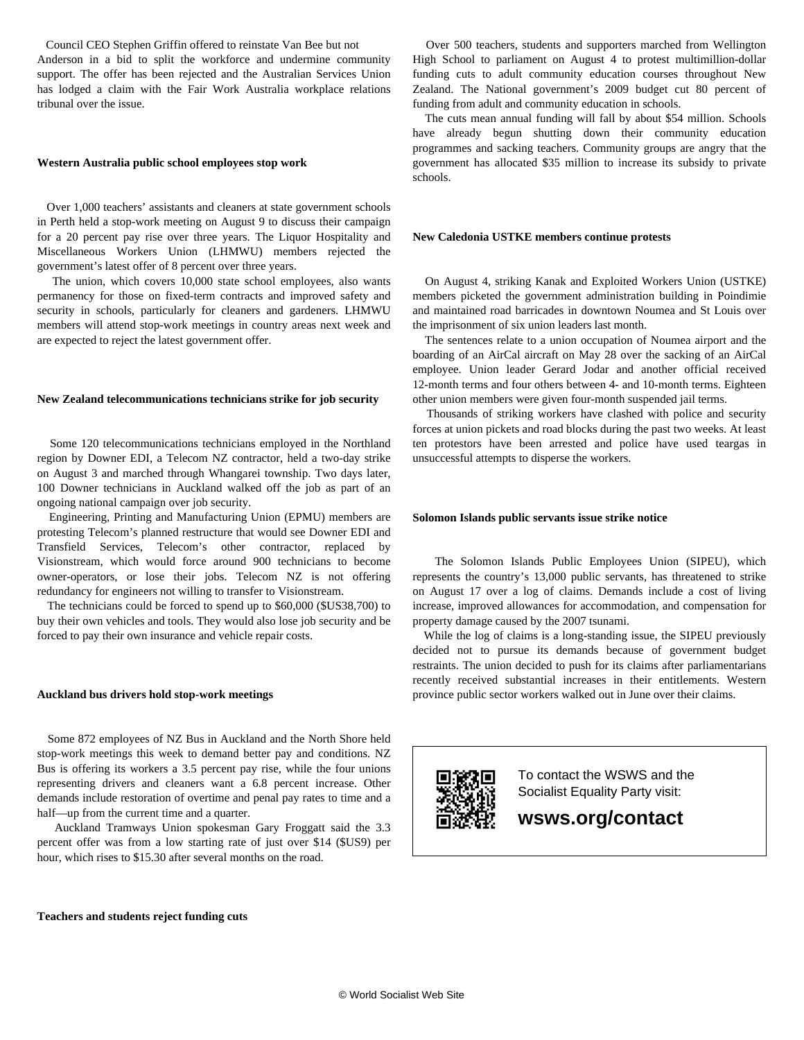Council CEO Stephen Griffin offered to reinstate Van Bee but not Anderson in a bid to split the workforce and undermine community support. The offer has been rejected and the Australian Services Union has lodged a claim with the Fair Work Australia workplace relations tribunal over the issue.

**Western Australia public school employees stop work**

Over 1,000 teachers' assistants and cleaners at state government schools in Perth held a stop-work meeting on August 9 to discuss their campaign for a 20 percent pay rise over three years. The Liquor Hospitality and Miscellaneous Workers Union (LHMWU) members rejected the government's latest offer of 8 percent over three years.

The union, which covers 10,000 state school employees, also wants permanency for those on fixed-term contracts and improved safety and security in schools, particularly for cleaners and gardeners. LHMWU members will attend stop-work meetings in country areas next week and are expected to reject the latest government offer.

**New Zealand telecommunications technicians strike for job security**

Some 120 telecommunications technicians employed in the Northland region by Downer EDI, a Telecom NZ contractor, held a two-day strike on August 3 and marched through Whangarei township. Two days later, 100 Downer technicians in Auckland walked off the job as part of an ongoing national campaign over job security.

Engineering, Printing and Manufacturing Union (EPMU) members are protesting Telecom's planned restructure that would see Downer EDI and Transfield Services, Telecom's other contractor, replaced by Visionstream, which would force around 900 technicians to become owner-operators, or lose their jobs. Telecom NZ is not offering redundancy for engineers not willing to transfer to Visionstream.

The technicians could be forced to spend up to $60,000 ($US38,700) to buy their own vehicles and tools. They would also lose job security and be forced to pay their own insurance and vehicle repair costs.

**Auckland bus drivers hold stop-work meetings**

Some 872 employees of NZ Bus in Auckland and the North Shore held stop-work meetings this week to demand better pay and conditions. NZ Bus is offering its workers a 3.5 percent pay rise, while the four unions representing drivers and cleaners want a 6.8 percent increase. Other demands include restoration of overtime and penal pay rates to time and a half—up from the current time and a quarter.

Auckland Tramways Union spokesman Gary Froggatt said the 3.3 percent offer was from a low starting rate of just over $14 ($US9) per hour, which rises to $15.30 after several months on the road.

**Teachers and students reject funding cuts**

Over 500 teachers, students and supporters marched from Wellington High School to parliament on August 4 to protest multimillion-dollar funding cuts to adult community education courses throughout New Zealand. The National government's 2009 budget cut 80 percent of funding from adult and community education in schools.

The cuts mean annual funding will fall by about $54 million. Schools have already begun shutting down their community education programmes and sacking teachers. Community groups are angry that the government has allocated $35 million to increase its subsidy to private schools.

**New Caledonia USTKE members continue protests**

On August 4, striking Kanak and Exploited Workers Union (USTKE) members picketed the government administration building in Poindimie and maintained road barricades in downtown Noumea and St Louis over the imprisonment of six union leaders last month.

The sentences relate to a union occupation of Noumea airport and the boarding of an AirCal aircraft on May 28 over the sacking of an AirCal employee. Union leader Gerard Jodar and another official received 12-month terms and four others between 4- and 10-month terms. Eighteen other union members were given four-month suspended jail terms.

Thousands of striking workers have clashed with police and security forces at union pickets and road blocks during the past two weeks. At least ten protestors have been arrested and police have used teargas in unsuccessful attempts to disperse the workers.

**Solomon Islands public servants issue strike notice**

The Solomon Islands Public Employees Union (SIPEU), which represents the country's 13,000 public servants, has threatened to strike on August 17 over a log of claims. Demands include a cost of living increase, improved allowances for accommodation, and compensation for property damage caused by the 2007 tsunami.

While the log of claims is a long-standing issue, the SIPEU previously decided not to pursue its demands because of government budget restraints. The union decided to push for its claims after parliamentarians recently received substantial increases in their entitlements. Western province public sector workers walked out in June over their claims.

To contact the WSWS and the Socialist Equality Party visit:

**wsws.org/contact**